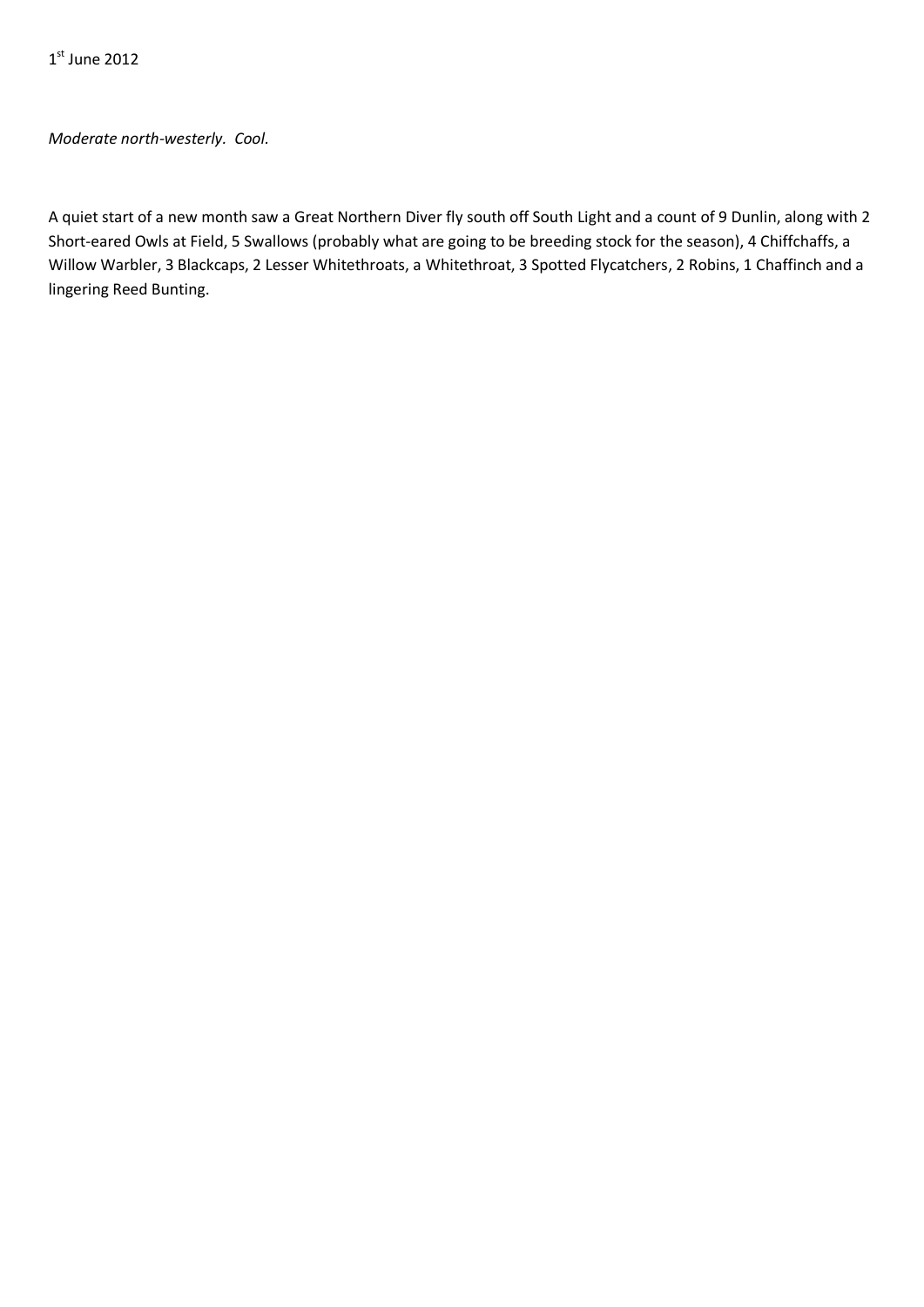1st June 2012

*Moderate north-westerly. Cool.*

A quiet start of a new month saw a Great Northern Diver fly south off South Light and a count of 9 Dunlin, along with 2 Short-eared Owls at Field, 5 Swallows (probably what are going to be breeding stock for the season), 4 Chiffchaffs, a Willow Warbler, 3 Blackcaps, 2 Lesser Whitethroats, a Whitethroat, 3 Spotted Flycatchers, 2 Robins, 1 Chaffinch and a lingering Reed Bunting.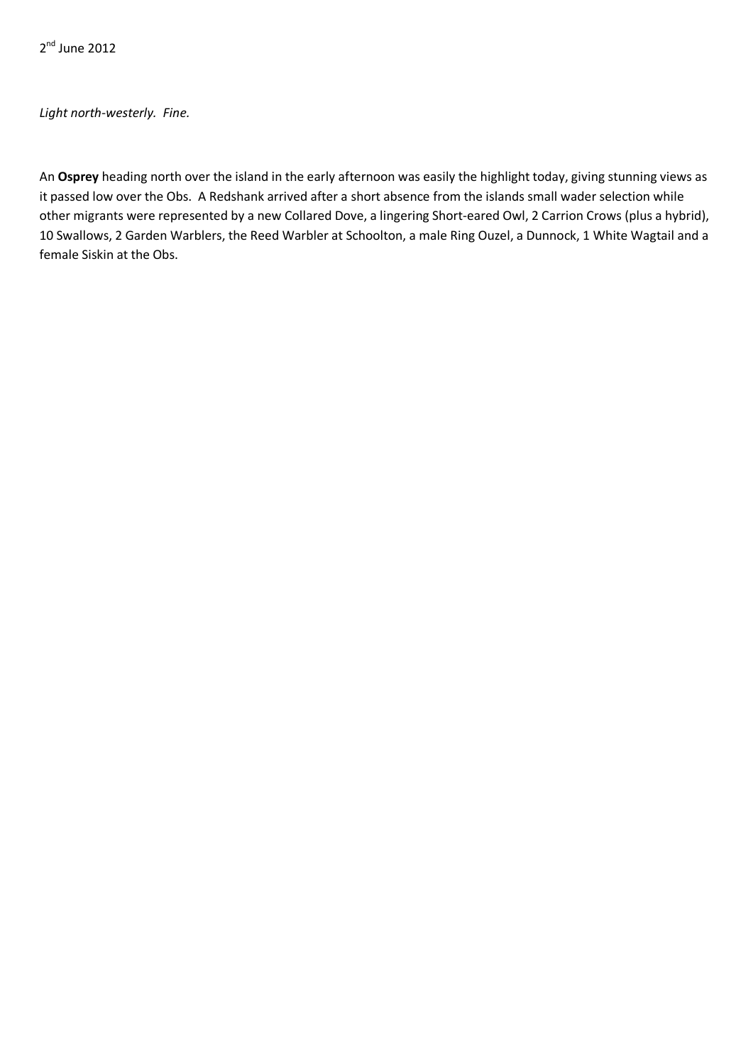2nd June 2012

*Light north-westerly. Fine.*

An **Osprey** heading north over the island in the early afternoon was easily the highlight today, giving stunning views as it passed low over the Obs. A Redshank arrived after a short absence from the islands small wader selection while other migrants were represented by a new Collared Dove, a lingering Short-eared Owl, 2 Carrion Crows (plus a hybrid), 10 Swallows, 2 Garden Warblers, the Reed Warbler at Schoolton, a male Ring Ouzel, a Dunnock, 1 White Wagtail and a female Siskin at the Obs.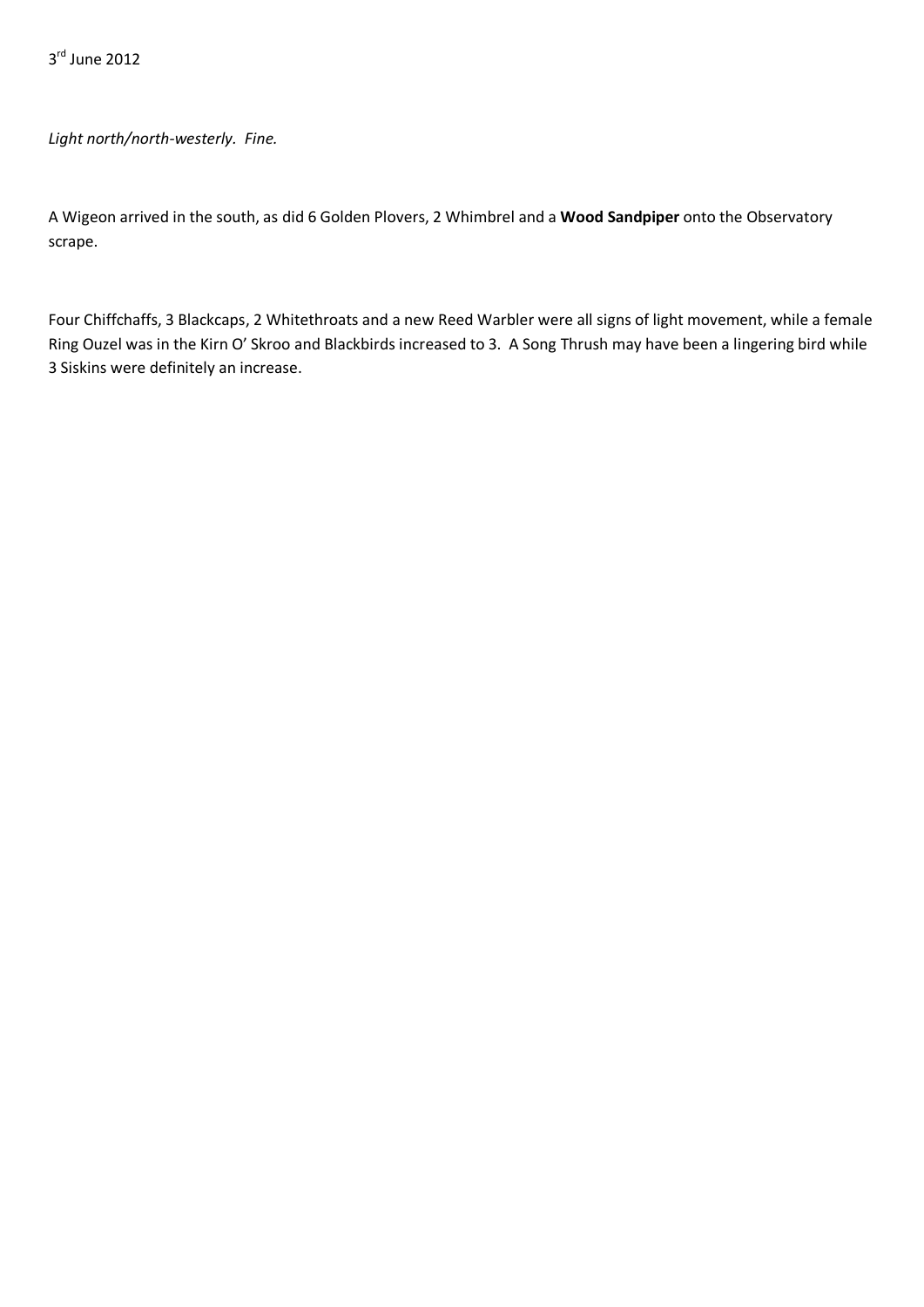3rd June 2012

*Light north/north-westerly. Fine.*

A Wigeon arrived in the south, as did 6 Golden Plovers, 2 Whimbrel and a **Wood Sandpiper** onto the Observatory scrape.

Four Chiffchaffs, 3 Blackcaps, 2 Whitethroats and a new Reed Warbler were all signs of light movement, while a female Ring Ouzel was in the Kirn O' Skroo and Blackbirds increased to 3. A Song Thrush may have been a lingering bird while 3 Siskins were definitely an increase.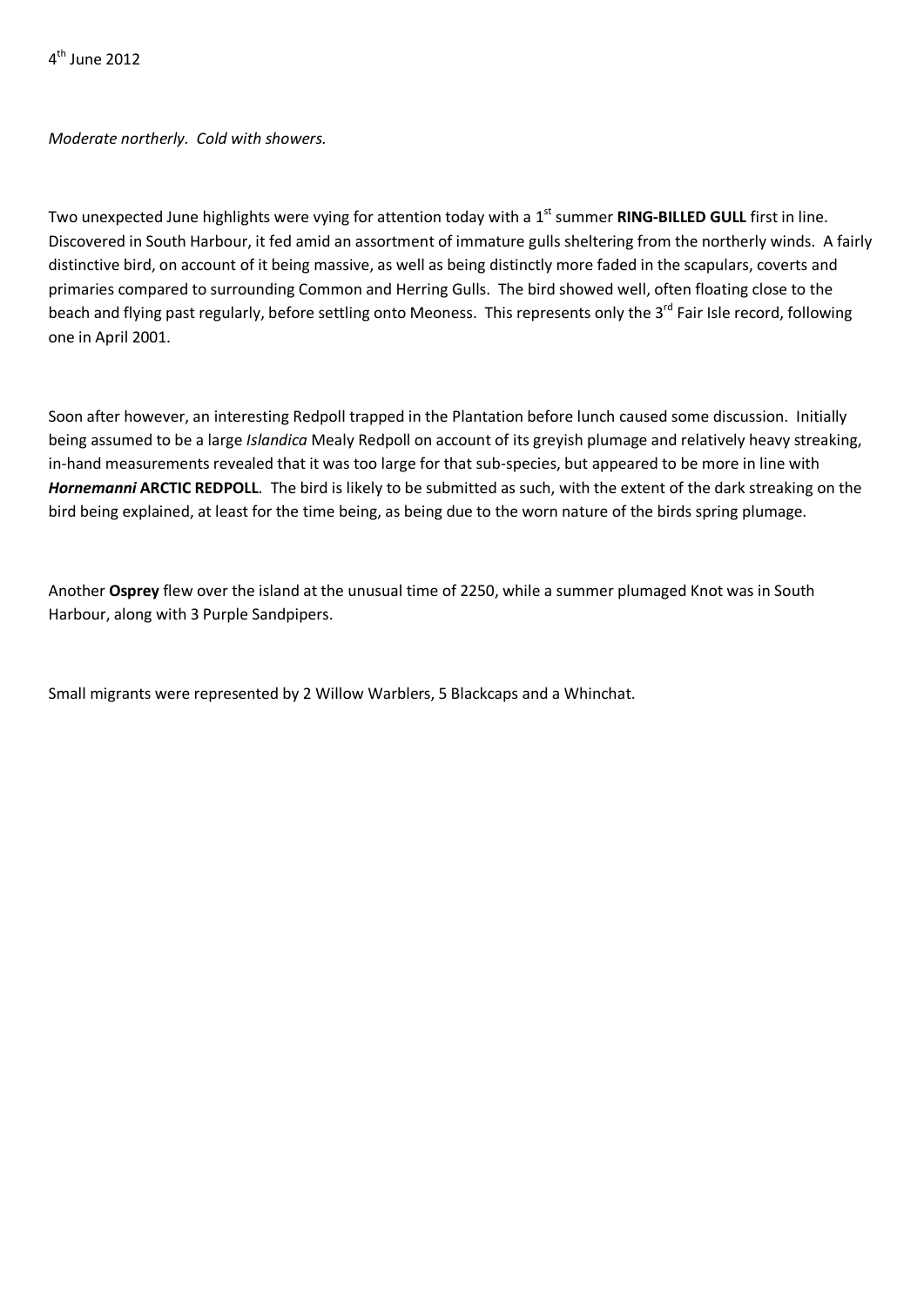4th June 2012

*Moderate northerly. Cold with showers.*

Two unexpected June highlights were vying for attention today with a 1st summer **RING-BILLED GULL** first in line. Discovered in South Harbour, it fed amid an assortment of immature gulls sheltering from the northerly winds. A fairly distinctive bird, on account of it being massive, as well as being distinctly more faded in the scapulars, coverts and primaries compared to surrounding Common and Herring Gulls. The bird showed well, often floating close to the beach and flying past regularly, before settling onto Meoness. This represents only the 3rd Fair Isle record, following one in April 2001.

Soon after however, an interesting Redpoll trapped in the Plantation before lunch caused some discussion. Initially being assumed to be a large *Islandica* Mealy Redpoll on account of its greyish plumage and relatively heavy streaking, in-hand measurements revealed that it was too large for that sub-species, but appeared to be more in line with ***Hornemanni*** **ARCTIC REDPOLL**. The bird is likely to be submitted as such, with the extent of the dark streaking on the bird being explained, at least for the time being, as being due to the worn nature of the birds spring plumage.

Another **Osprey** flew over the island at the unusual time of 2250, while a summer plumaged Knot was in South Harbour, along with 3 Purple Sandpipers.

Small migrants were represented by 2 Willow Warblers, 5 Blackcaps and a Whinchat.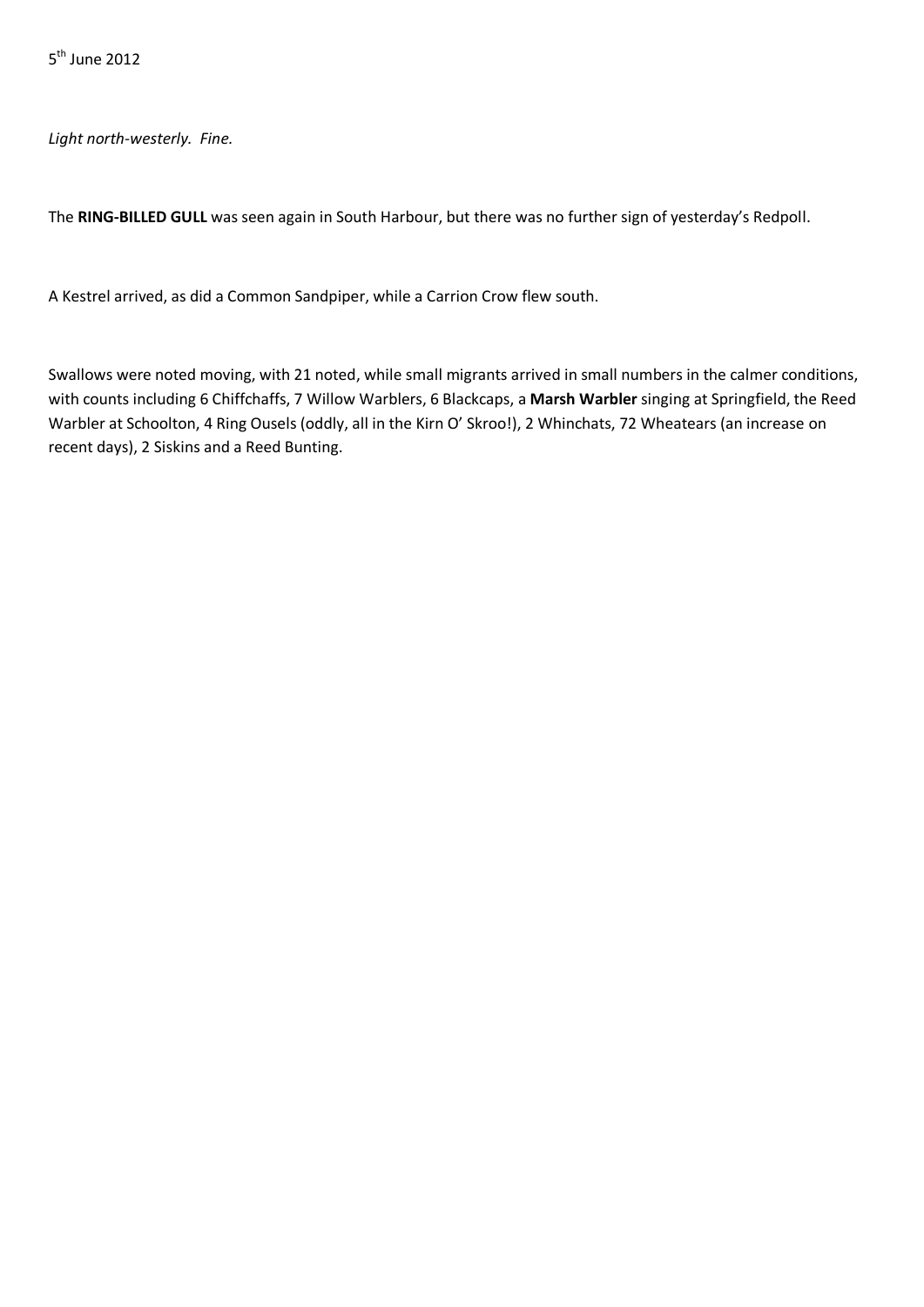5th June 2012

*Light north-westerly. Fine.*

The **RING-BILLED GULL** was seen again in South Harbour, but there was no further sign of yesterday's Redpoll.

A Kestrel arrived, as did a Common Sandpiper, while a Carrion Crow flew south.

Swallows were noted moving, with 21 noted, while small migrants arrived in small numbers in the calmer conditions, with counts including 6 Chiffchaffs, 7 Willow Warblers, 6 Blackcaps, a **Marsh Warbler** singing at Springfield, the Reed Warbler at Schoolton, 4 Ring Ousels (oddly, all in the Kirn O' Skroo!), 2 Whinchats, 72 Wheatears (an increase on recent days), 2 Siskins and a Reed Bunting.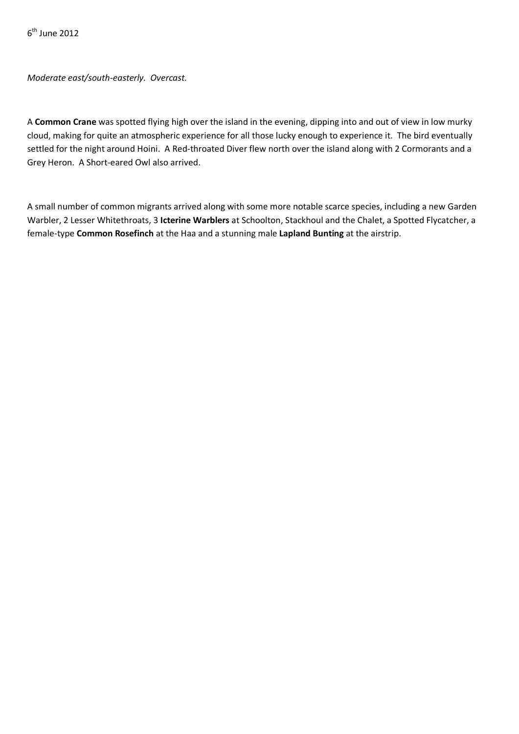6th June 2012

*Moderate east/south-easterly. Overcast.*

A **Common Crane** was spotted flying high over the island in the evening, dipping into and out of view in low murky cloud, making for quite an atmospheric experience for all those lucky enough to experience it. The bird eventually settled for the night around Hoini. A Red-throated Diver flew north over the island along with 2 Cormorants and a Grey Heron. A Short-eared Owl also arrived.

A small number of common migrants arrived along with some more notable scarce species, including a new Garden Warbler, 2 Lesser Whitethroats, 3 **Icterine Warblers** at Schoolton, Stackhoul and the Chalet, a Spotted Flycatcher, a female-type **Common Rosefinch** at the Haa and a stunning male **Lapland Bunting** at the airstrip.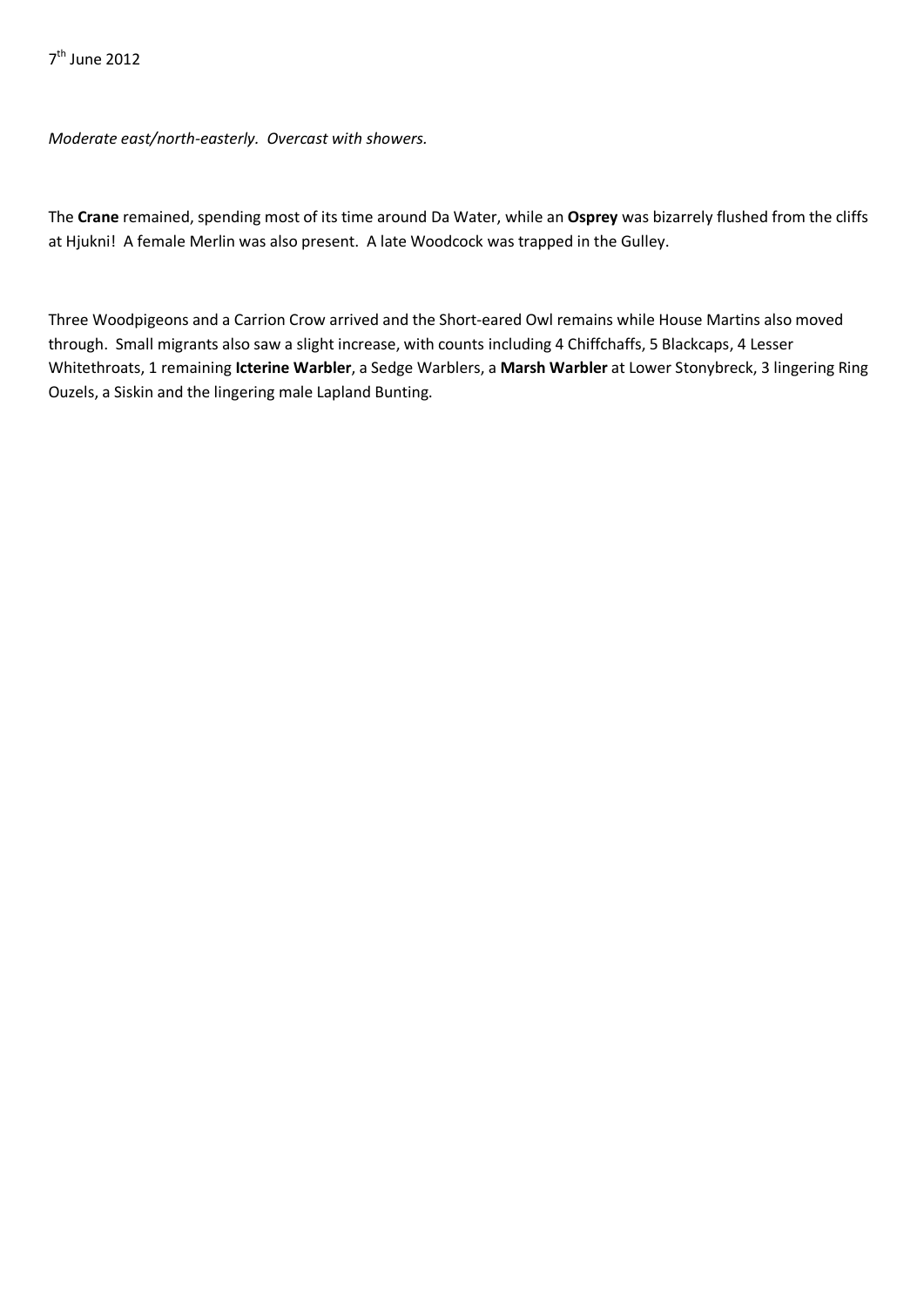7th June 2012

*Moderate east/north-easterly. Overcast with showers.*

The **Crane** remained, spending most of its time around Da Water, while an **Osprey** was bizarrely flushed from the cliffs at Hjukni! A female Merlin was also present. A late Woodcock was trapped in the Gulley.

Three Woodpigeons and a Carrion Crow arrived and the Short-eared Owl remains while House Martins also moved through. Small migrants also saw a slight increase, with counts including 4 Chiffchaffs, 5 Blackcaps, 4 Lesser Whitethroats, 1 remaining **Icterine Warbler**, a Sedge Warblers, a **Marsh Warbler** at Lower Stonybreck, 3 lingering Ring Ouzels, a Siskin and the lingering male Lapland Bunting.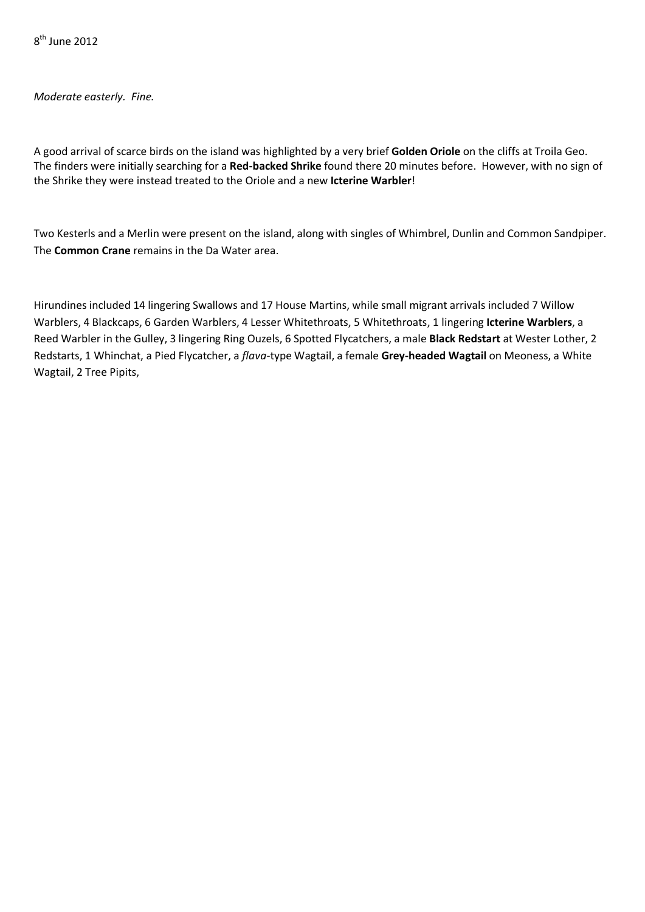8th June 2012

*Moderate easterly. Fine.*

A good arrival of scarce birds on the island was highlighted by a very brief **Golden Oriole** on the cliffs at Troila Geo. The finders were initially searching for a **Red-backed Shrike** found there 20 minutes before. However, with no sign of the Shrike they were instead treated to the Oriole and a new **Icterine Warbler**!

Two Kesterls and a Merlin were present on the island, along with singles of Whimbrel, Dunlin and Common Sandpiper. The **Common Crane** remains in the Da Water area.

Hirundines included 14 lingering Swallows and 17 House Martins, while small migrant arrivals included 7 Willow Warblers, 4 Blackcaps, 6 Garden Warblers, 4 Lesser Whitethroats, 5 Whitethroats, 1 lingering **Icterine Warblers**, a Reed Warbler in the Gulley, 3 lingering Ring Ouzels, 6 Spotted Flycatchers, a male **Black Redstart** at Wester Lother, 2 Redstarts, 1 Whinchat, a Pied Flycatcher, a *flava*-type Wagtail, a female **Grey-headed Wagtail** on Meoness, a White Wagtail, 2 Tree Pipits,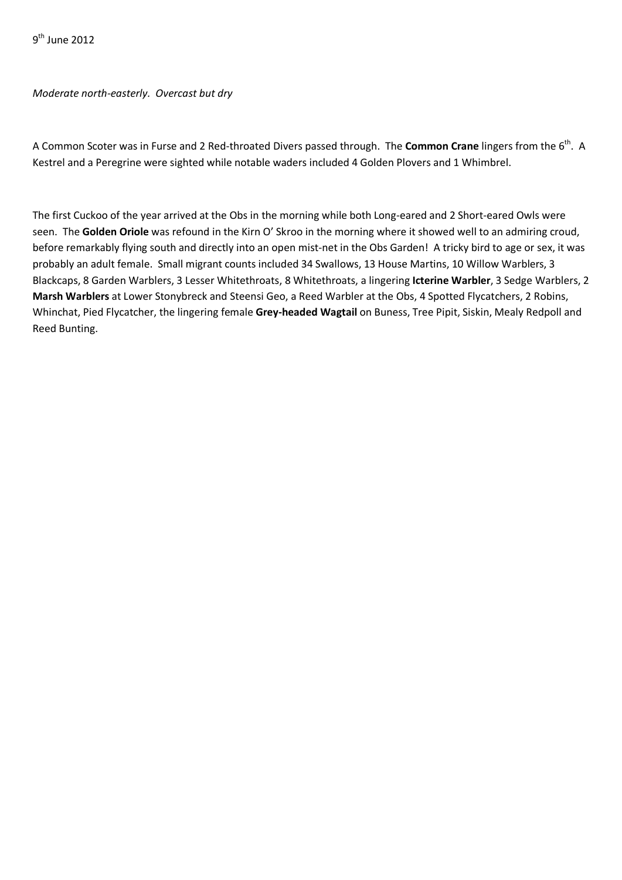9th June 2012

*Moderate north-easterly. Overcast but dry*

A Common Scoter was in Furse and 2 Red-throated Divers passed through. The **Common Crane** lingers from the 6th. A Kestrel and a Peregrine were sighted while notable waders included 4 Golden Plovers and 1 Whimbrel.

The first Cuckoo of the year arrived at the Obs in the morning while both Long-eared and 2 Short-eared Owls were seen. The **Golden Oriole** was refound in the Kirn O' Skroo in the morning where it showed well to an admiring croud, before remarkably flying south and directly into an open mist-net in the Obs Garden! A tricky bird to age or sex, it was probably an adult female. Small migrant counts included 34 Swallows, 13 House Martins, 10 Willow Warblers, 3 Blackcaps, 8 Garden Warblers, 3 Lesser Whitethroats, 8 Whitethroats, a lingering **Icterine Warbler**, 3 Sedge Warblers, 2 **Marsh Warblers** at Lower Stonybreck and Steensi Geo, a Reed Warbler at the Obs, 4 Spotted Flycatchers, 2 Robins, Whinchat, Pied Flycatcher, the lingering female **Grey-headed Wagtail** on Buness, Tree Pipit, Siskin, Mealy Redpoll and Reed Bunting.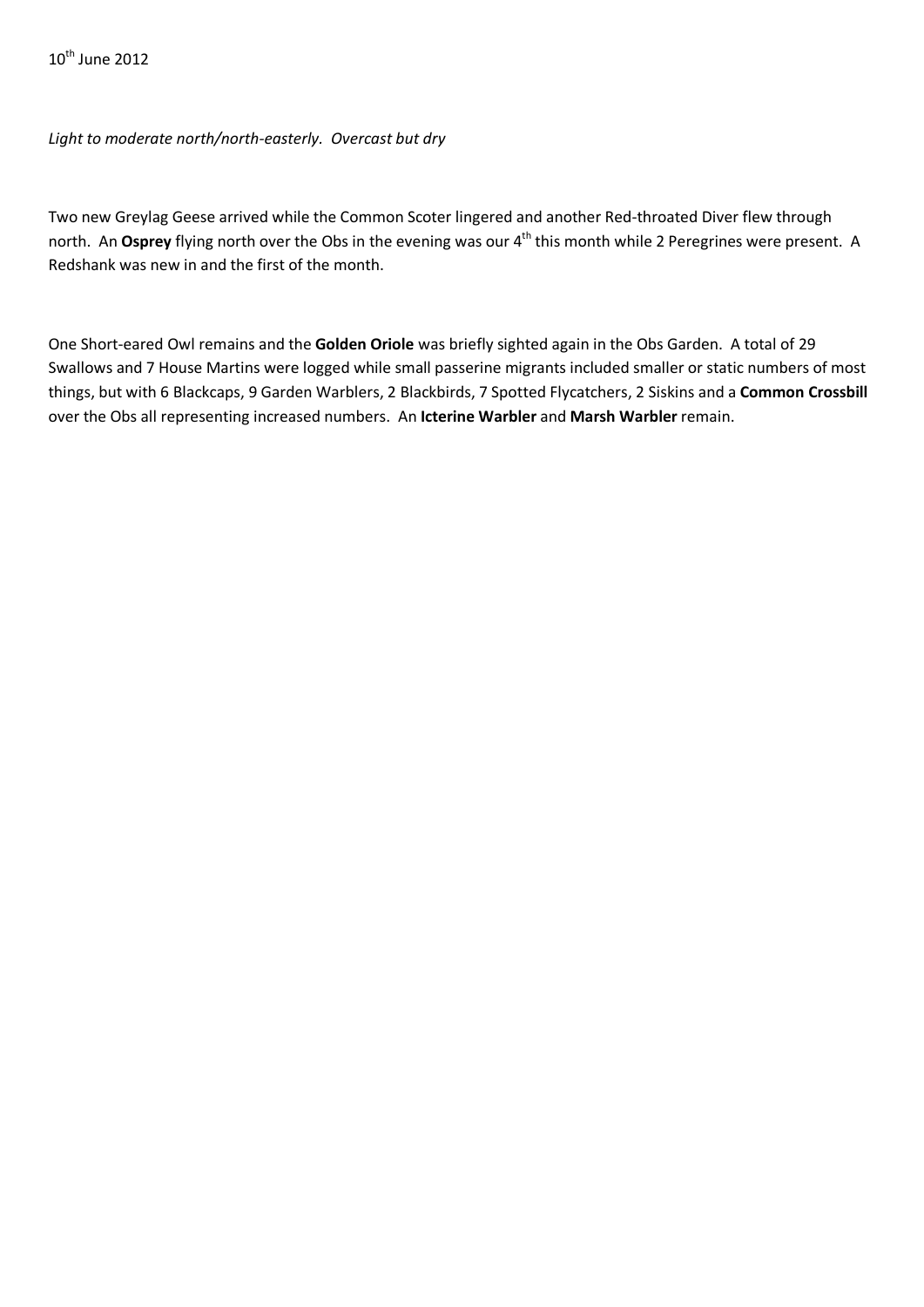10th June 2012

*Light to moderate north/north-easterly. Overcast but dry*

Two new Greylag Geese arrived while the Common Scoter lingered and another Red-throated Diver flew through north. An **Osprey** flying north over the Obs in the evening was our 4th this month while 2 Peregrines were present. A Redshank was new in and the first of the month.

One Short-eared Owl remains and the **Golden Oriole** was briefly sighted again in the Obs Garden. A total of 29 Swallows and 7 House Martins were logged while small passerine migrants included smaller or static numbers of most things, but with 6 Blackcaps, 9 Garden Warblers, 2 Blackbirds, 7 Spotted Flycatchers, 2 Siskins and a **Common Crossbill** over the Obs all representing increased numbers. An **Icterine Warbler** and **Marsh Warbler** remain.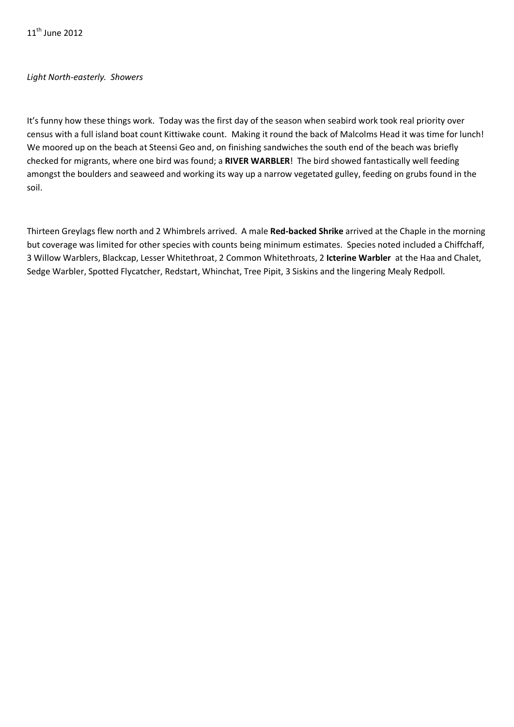11th June 2012

*Light North-easterly. Showers*

It's funny how these things work. Today was the first day of the season when seabird work took real priority over census with a full island boat count Kittiwake count. Making it round the back of Malcolms Head it was time for lunch! We moored up on the beach at Steensi Geo and, on finishing sandwiches the south end of the beach was briefly checked for migrants, where one bird was found; a **RIVER WARBLER**! The bird showed fantastically well feeding amongst the boulders and seaweed and working its way up a narrow vegetated gulley, feeding on grubs found in the soil.

Thirteen Greylags flew north and 2 Whimbrels arrived. A male **Red-backed Shrike** arrived at the Chaple in the morning but coverage was limited for other species with counts being minimum estimates. Species noted included a Chiffchaff, 3 Willow Warblers, Blackcap, Lesser Whitethroat, 2 Common Whitethroats, 2 **Icterine Warbler** at the Haa and Chalet, Sedge Warbler, Spotted Flycatcher, Redstart, Whinchat, Tree Pipit, 3 Siskins and the lingering Mealy Redpoll.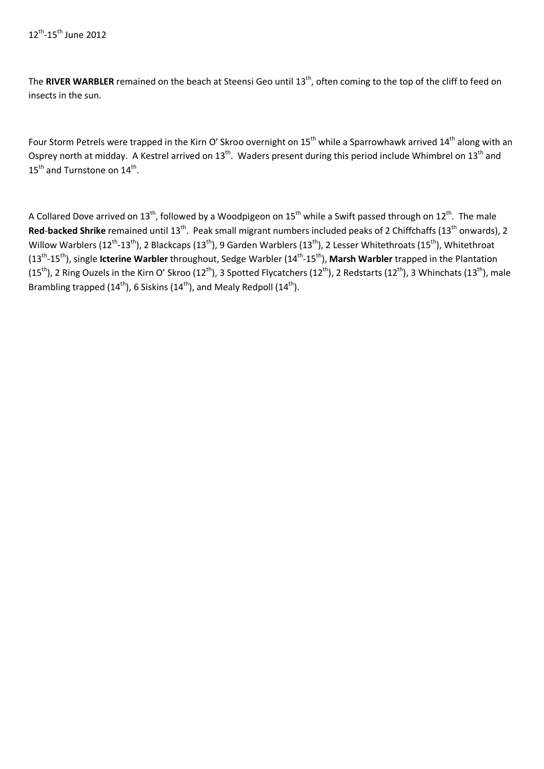12$^{th}$-15$^{th}$ June 2012

The **RIVER WARBLER** remained on the beach at Steensi Geo until 13$^{th}$, often coming to the top of the cliff to feed on insects in the sun.

Four Storm Petrels were trapped in the Kirn O' Skroo overnight on 15$^{th}$ while a Sparrowhawk arrived 14$^{th}$ along with an Osprey north at midday. A Kestrel arrived on 13$^{th}$. Waders present during this period include Whimbrel on 13$^{th}$ and 15$^{th}$ and Turnstone on 14$^{th}$.

A Collared Dove arrived on 13$^{th}$, followed by a Woodpigeon on 15$^{th}$ while a Swift passed through on 12$^{th}$. The male **Red-backed Shrike** remained until 13$^{th}$. Peak small migrant numbers included peaks of 2 Chiffchaffs (13$^{th}$ onwards), 2 Willow Warblers (12$^{th}$-13$^{th}$), 2 Blackcaps (13$^{th}$), 9 Garden Warblers (13$^{th}$), 2 Lesser Whitethroats (15$^{th}$), Whitethroat (13$^{th}$-15$^{th}$), single **Icterine Warbler** throughout, Sedge Warbler (14$^{th}$-15$^{th}$), **Marsh Warbler** trapped in the Plantation (15$^{th}$), 2 Ring Ouzels in the Kirn O' Skroo (12$^{th}$), 3 Spotted Flycatchers (12$^{th}$), 2 Redstarts (12$^{th}$), 3 Whinchats (13$^{th}$), male Brambling trapped (14$^{th}$), 6 Siskins (14$^{th}$), and Mealy Redpoll (14$^{th}$).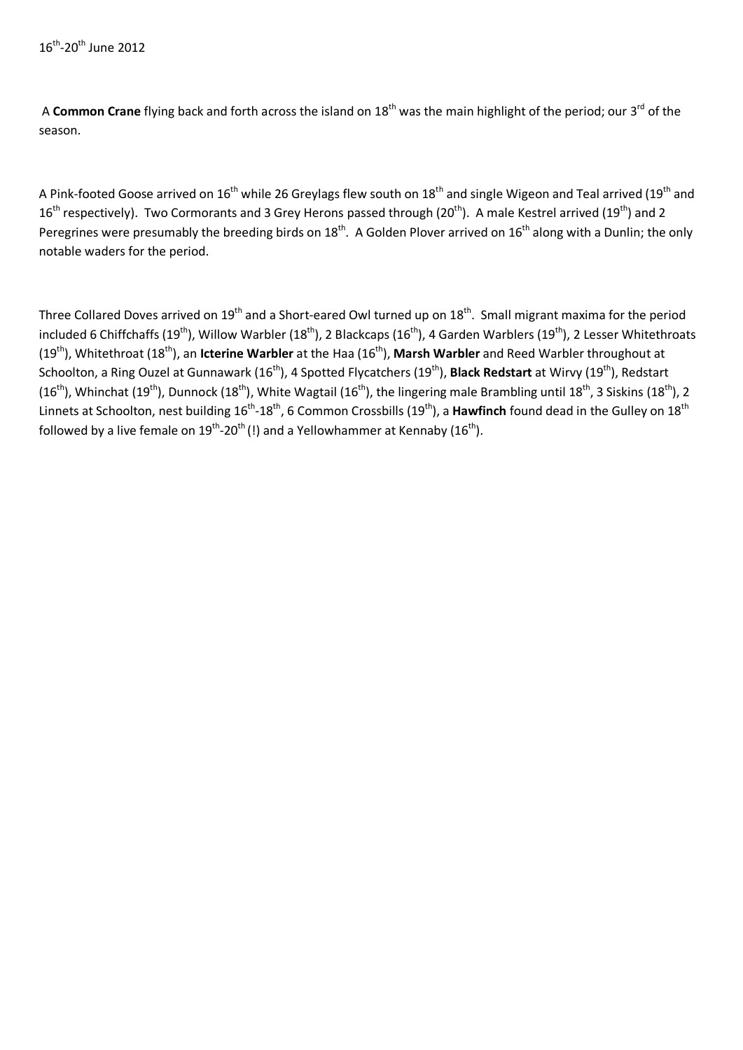16th-20th June 2012

A **Common Crane** flying back and forth across the island on 18th was the main highlight of the period; our 3rd of the season.

A Pink-footed Goose arrived on 16th while 26 Greylags flew south on 18th and single Wigeon and Teal arrived (19th and 16th respectively). Two Cormorants and 3 Grey Herons passed through (20th). A male Kestrel arrived (19th) and 2 Peregrines were presumably the breeding birds on 18th. A Golden Plover arrived on 16th along with a Dunlin; the only notable waders for the period.

Three Collared Doves arrived on 19th and a Short-eared Owl turned up on 18th. Small migrant maxima for the period included 6 Chiffchaffs (19th), Willow Warbler (18th), 2 Blackcaps (16th), 4 Garden Warblers (19th), 2 Lesser Whitethroats (19th), Whitethroat (18th), an **Icterine Warbler** at the Haa (16th), **Marsh Warbler** and Reed Warbler throughout at Schoolton, a Ring Ouzel at Gunnawark (16th), 4 Spotted Flycatchers (19th), **Black Redstart** at Wirvy (19th), Redstart (16th), Whinchat (19th), Dunnock (18th), White Wagtail (16th), the lingering male Brambling until 18th, 3 Siskins (18th), 2 Linnets at Schoolton, nest building 16th-18th, 6 Common Crossbills (19th), a **Hawfinch** found dead in the Gulley on 18th followed by a live female on 19th-20th (!) and a Yellowhammer at Kennaby (16th).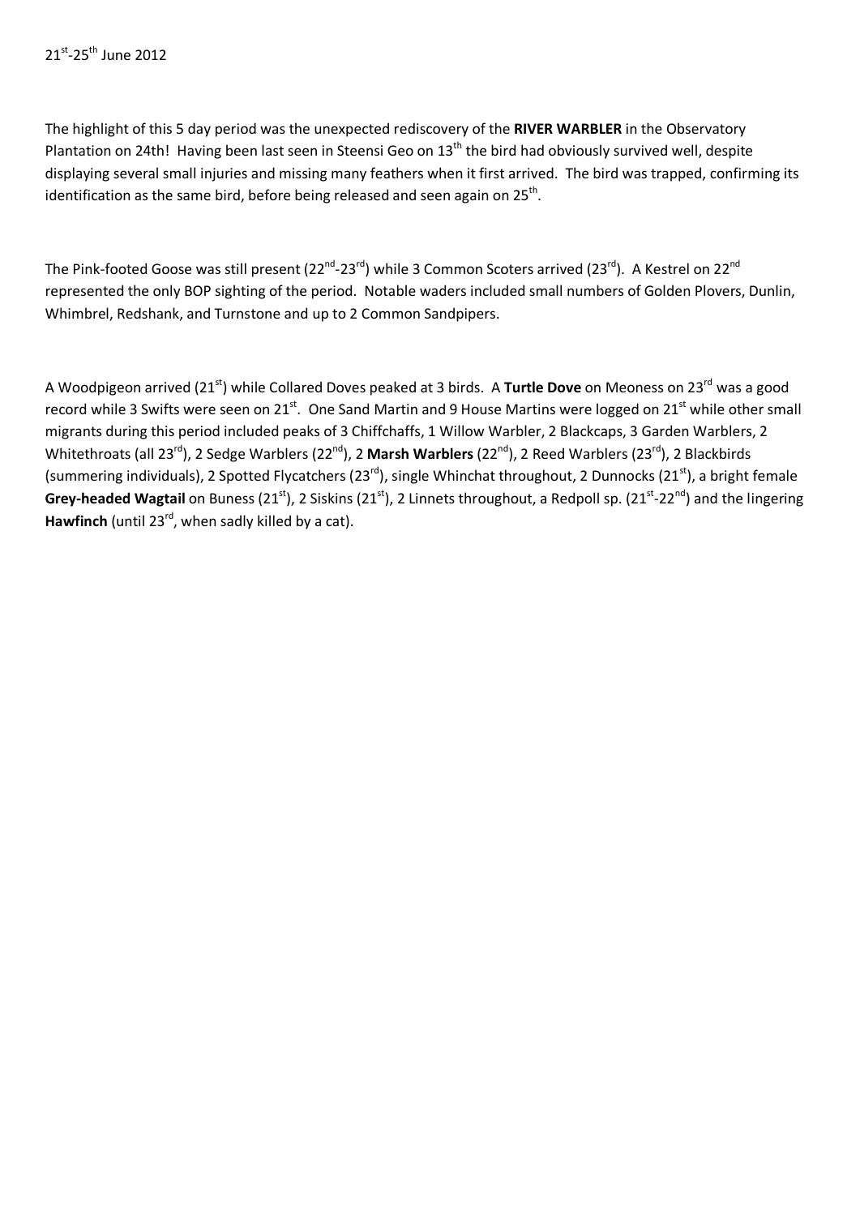21st-25th June 2012

The highlight of this 5 day period was the unexpected rediscovery of the **RIVER WARBLER** in the Observatory Plantation on 24th! Having been last seen in Steensi Geo on 13th the bird had obviously survived well, despite displaying several small injuries and missing many feathers when it first arrived. The bird was trapped, confirming its identification as the same bird, before being released and seen again on 25th.

The Pink-footed Goose was still present (22nd-23rd) while 3 Common Scoters arrived (23rd). A Kestrel on 22nd represented the only BOP sighting of the period. Notable waders included small numbers of Golden Plovers, Dunlin, Whimbrel, Redshank, and Turnstone and up to 2 Common Sandpipers.

A Woodpigeon arrived (21st) while Collared Doves peaked at 3 birds. A **Turtle Dove** on Meoness on 23rd was a good record while 3 Swifts were seen on 21st. One Sand Martin and 9 House Martins were logged on 21st while other small migrants during this period included peaks of 3 Chiffchaffs, 1 Willow Warbler, 2 Blackcaps, 3 Garden Warblers, 2 Whitethroats (all 23rd), 2 Sedge Warblers (22nd), 2 **Marsh Warblers** (22nd), 2 Reed Warblers (23rd), 2 Blackbirds (summering individuals), 2 Spotted Flycatchers (23rd), single Whinchat throughout, 2 Dunnocks (21st), a bright female **Grey-headed Wagtail** on Buness (21st), 2 Siskins (21st), 2 Linnets throughout, a Redpoll sp. (21st-22nd) and the lingering **Hawfinch** (until 23rd, when sadly killed by a cat).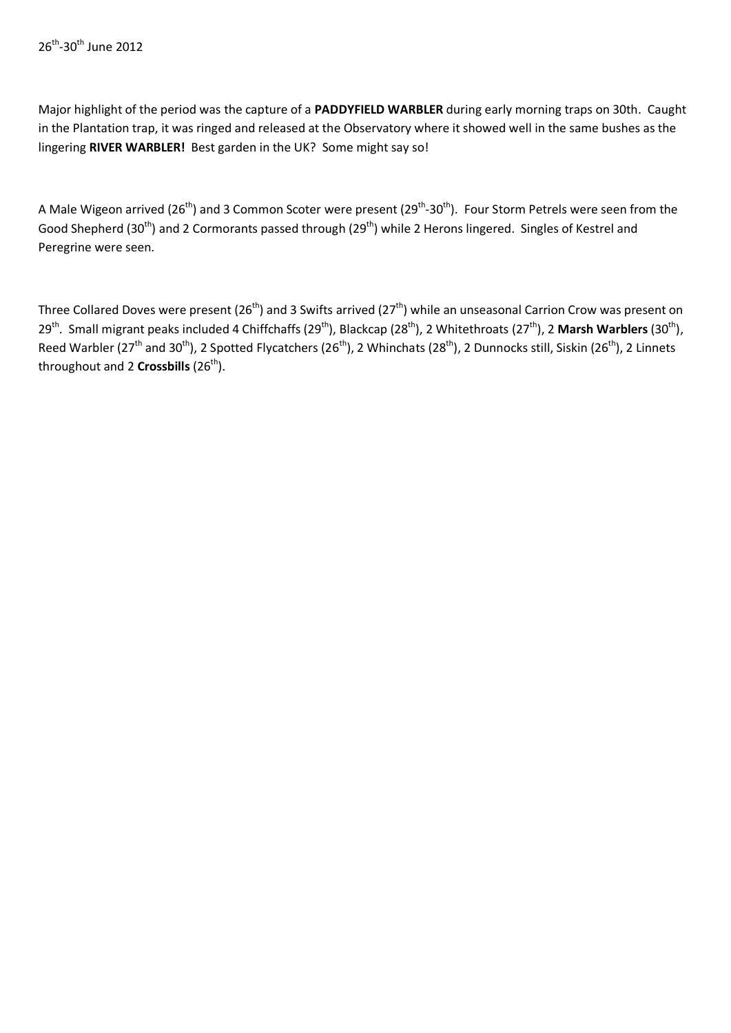26th-30th June 2012

Major highlight of the period was the capture of a **PADDYFIELD WARBLER** during early morning traps on 30th. Caught in the Plantation trap, it was ringed and released at the Observatory where it showed well in the same bushes as the lingering **RIVER WARBLER!** Best garden in the UK? Some might say so!

A Male Wigeon arrived (26th) and 3 Common Scoter were present (29th-30th). Four Storm Petrels were seen from the Good Shepherd (30th) and 2 Cormorants passed through (29th) while 2 Herons lingered. Singles of Kestrel and Peregrine were seen.

Three Collared Doves were present (26th) and 3 Swifts arrived (27th) while an unseasonal Carrion Crow was present on 29th. Small migrant peaks included 4 Chiffchaffs (29th), Blackcap (28th), 2 Whitethroats (27th), 2 **Marsh Warblers** (30th), Reed Warbler (27th and 30th), 2 Spotted Flycatchers (26th), 2 Whinchats (28th), 2 Dunnocks still, Siskin (26th), 2 Linnets throughout and 2 **Crossbills** (26th).